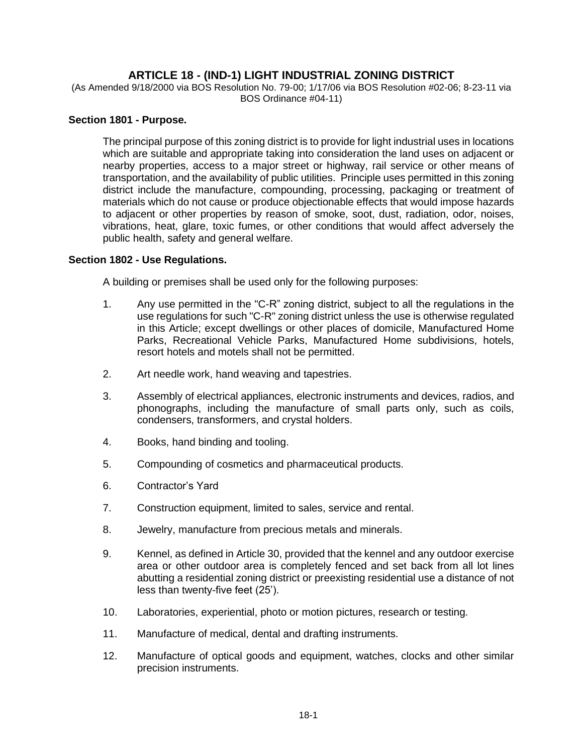# ARTICLE 18 - (IND-1) LIGHT INDUSTRIAL ZONING DISTRICT

(As Amended 9/18/2000 via BOS Resolution No. 79-00; 1/17/06 via BOS Resolution #02-06; 8-23-11 via BOS Ordinance #04-11)

## Section 1801 - Purpose.

The principal purpose of this zoning district is to provide for light industrial uses in locations which are suitable and appropriate taking into consideration the land uses on adjacent or nearby properties, access to a major street or highway, rail service or other means of transportation, and the availability of public utilities. Principle uses permitted in this zoning district include the manufacture, compounding, processing, packaging or treatment of materials which do not cause or produce objectionable effects that would impose hazards to adjacent or other properties by reason of smoke, soot, dust, radiation, odor, noises, vibrations, heat, glare, toxic fumes, or other conditions that would affect adversely the public health, safety and general welfare.

## Section 1802 - Use Regulations.

A building or premises shall be used only for the following purposes:

1. Any use permitted in the "C-R" zoning district, subject to all the regulations in the use regulations for such "C-R" zoning district unless the use is otherwise regulated in this Article; except dwellings or other places of domicile, Manufactured Home Parks, Recreational Vehicle Parks, Manufactured Home subdivisions, hotels, resort hotels and motels shall not be permitted.
2. Art needle work, hand weaving and tapestries.
3. Assembly of electrical appliances, electronic instruments and devices, radios, and phonographs, including the manufacture of small parts only, such as coils, condensers, transformers, and crystal holders.
4. Books, hand binding and tooling.
5. Compounding of cosmetics and pharmaceutical products.
6. Contractor's Yard
7. Construction equipment, limited to sales, service and rental.
8. Jewelry, manufacture from precious metals and minerals.
9. Kennel, as defined in Article 30, provided that the kennel and any outdoor exercise area or other outdoor area is completely fenced and set back from all lot lines abutting a residential zoning district or preexisting residential use a distance of not less than twenty-five feet (25').
10. Laboratories, experiential, photo or motion pictures, research or testing.
11. Manufacture of medical, dental and drafting instruments.
12. Manufacture of optical goods and equipment, watches, clocks and other similar precision instruments.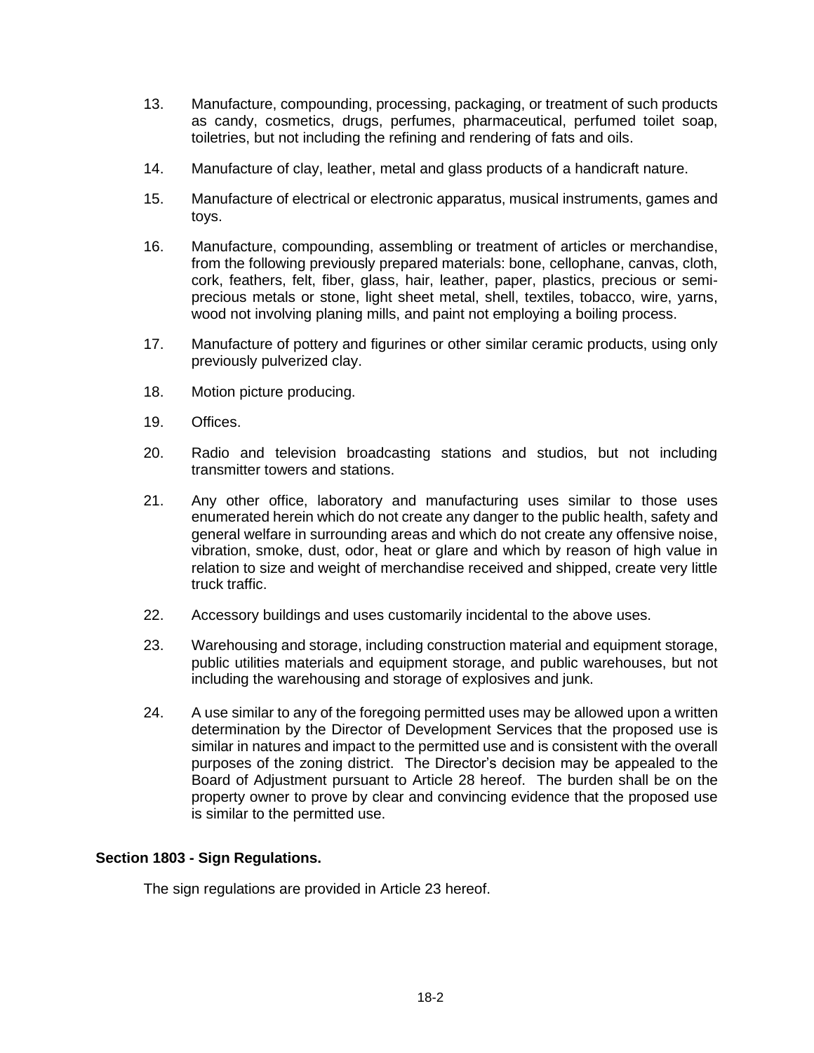13. Manufacture, compounding, processing, packaging, or treatment of such products as candy, cosmetics, drugs, perfumes, pharmaceutical, perfumed toilet soap, toiletries, but not including the refining and rendering of fats and oils.

14. Manufacture of clay, leather, metal and glass products of a handicraft nature.

15. Manufacture of electrical or electronic apparatus, musical instruments, games and toys.

16. Manufacture, compounding, assembling or treatment of articles or merchandise, from the following previously prepared materials: bone, cellophane, canvas, cloth, cork, feathers, felt, fiber, glass, hair, leather, paper, plastics, precious or semi-precious metals or stone, light sheet metal, shell, textiles, tobacco, wire, yarns, wood not involving planing mills, and paint not employing a boiling process.

17. Manufacture of pottery and figurines or other similar ceramic products, using only previously pulverized clay.

18. Motion picture producing.

19. Offices.

20. Radio and television broadcasting stations and studios, but not including transmitter towers and stations.

21. Any other office, laboratory and manufacturing uses similar to those uses enumerated herein which do not create any danger to the public health, safety and general welfare in surrounding areas and which do not create any offensive noise, vibration, smoke, dust, odor, heat or glare and which by reason of high value in relation to size and weight of merchandise received and shipped, create very little truck traffic.

22. Accessory buildings and uses customarily incidental to the above uses.

23. Warehousing and storage, including construction material and equipment storage, public utilities materials and equipment storage, and public warehouses, but not including the warehousing and storage of explosives and junk.

24. A use similar to any of the foregoing permitted uses may be allowed upon a written determination by the Director of Development Services that the proposed use is similar in natures and impact to the permitted use and is consistent with the overall purposes of the zoning district. The Director's decision may be appealed to the Board of Adjustment pursuant to Article 28 hereof. The burden shall be on the property owner to prove by clear and convincing evidence that the proposed use is similar to the permitted use.

**Section 1803 - Sign Regulations.**

The sign regulations are provided in Article 23 hereof.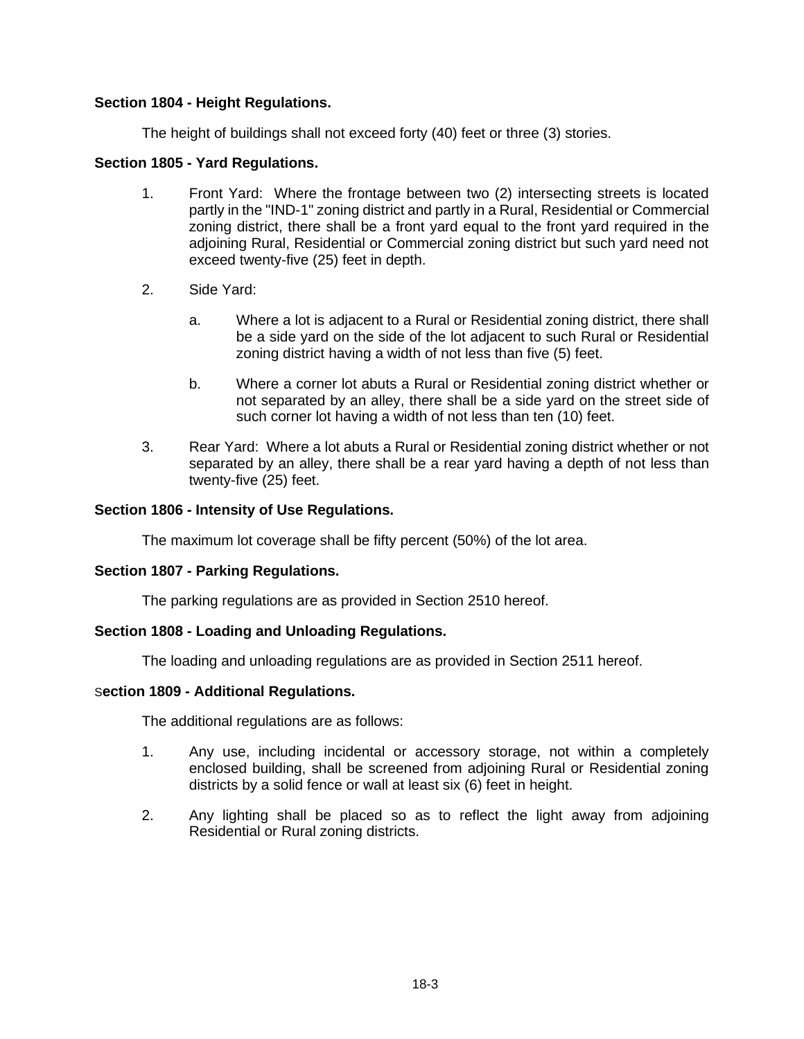**Section 1804 - Height Regulations.**

The height of buildings shall not exceed forty (40) feet or three (3) stories.

**Section 1805 - Yard Regulations.**

1. Front Yard: Where the frontage between two (2) intersecting streets is located partly in the "IND-1" zoning district and partly in a Rural, Residential or Commercial zoning district, there shall be a front yard equal to the front yard required in the adjoining Rural, Residential or Commercial zoning district but such yard need not exceed twenty-five (25) feet in depth.

2. Side Yard:

   a. Where a lot is adjacent to a Rural or Residential zoning district, there shall be a side yard on the side of the lot adjacent to such Rural or Residential zoning district having a width of not less than five (5) feet.

   b. Where a corner lot abuts a Rural or Residential zoning district whether or not separated by an alley, there shall be a side yard on the street side of such corner lot having a width of not less than ten (10) feet.

3. Rear Yard: Where a lot abuts a Rural or Residential zoning district whether or not separated by an alley, there shall be a rear yard having a depth of not less than twenty-five (25) feet.

**Section 1806 - Intensity of Use Regulations.**

The maximum lot coverage shall be fifty percent (50%) of the lot area.

**Section 1807 - Parking Regulations.**

The parking regulations are as provided in Section 2510 hereof.

**Section 1808 - Loading and Unloading Regulations.**

The loading and unloading regulations are as provided in Section 2511 hereof.

**Section 1809 - Additional Regulations.**

The additional regulations are as follows:

1. Any use, including incidental or accessory storage, not within a completely enclosed building, shall be screened from adjoining Rural or Residential zoning districts by a solid fence or wall at least six (6) feet in height.

2. Any lighting shall be placed so as to reflect the light away from adjoining Residential or Rural zoning districts.